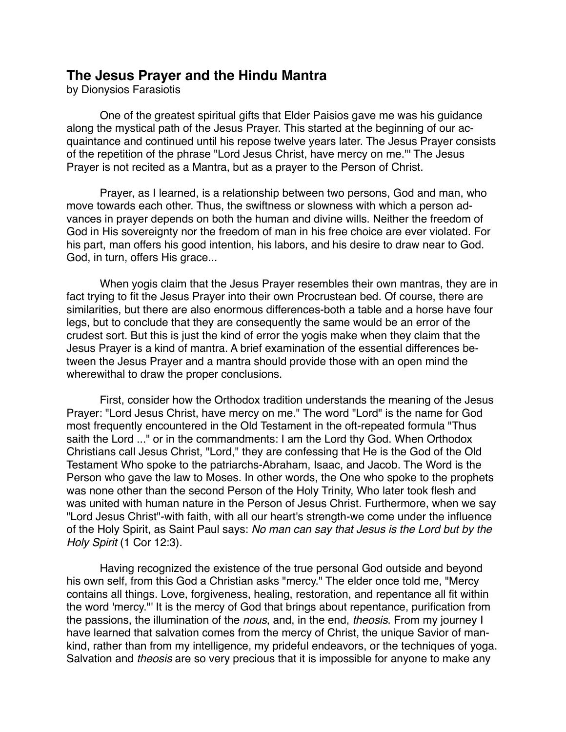# The Jesus Prayer and the Hindu Mantra

by Dionysios Farasiotis

One of the greatest spiritual gifts that Elder Paisios gave me was his guidance along the mystical path of the Jesus Prayer. This started at the beginning of our acquaintance and continued until his repose twelve years later. The Jesus Prayer consists of the repetition of the phrase "Lord Jesus Christ, have mercy on me."' The Jesus Prayer is not recited as a Mantra, but as a prayer to the Person of Christ.

Prayer, as I learned, is a relationship between two persons, God and man, who move towards each other. Thus, the swiftness or slowness with which a person advances in prayer depends on both the human and divine wills. Neither the freedom of God in His sovereignty nor the freedom of man in his free choice are ever violated. For his part, man offers his good intention, his labors, and his desire to draw near to God. God, in turn, offers His grace...

When yogis claim that the Jesus Prayer resembles their own mantras, they are in fact trying to fit the Jesus Prayer into their own Procrustean bed. Of course, there are similarities, but there are also enormous differences-both a table and a horse have four legs, but to conclude that they are consequently the same would be an error of the crudest sort. But this is just the kind of error the yogis make when they claim that the Jesus Prayer is a kind of mantra. A brief examination of the essential differences between the Jesus Prayer and a mantra should provide those with an open mind the wherewithal to draw the proper conclusions.

First, consider how the Orthodox tradition understands the meaning of the Jesus Prayer: "Lord Jesus Christ, have mercy on me." The word "Lord" is the name for God most frequently encountered in the Old Testament in the oft-repeated formula "Thus saith the Lord ..." or in the commandments: I am the Lord thy God. When Orthodox Christians call Jesus Christ, "Lord," they are confessing that He is the God of the Old Testament Who spoke to the patriarchs-Abraham, Isaac, and Jacob. The Word is the Person who gave the law to Moses. In other words, the One who spoke to the prophets was none other than the second Person of the Holy Trinity, Who later took flesh and was united with human nature in the Person of Jesus Christ. Furthermore, when we say "Lord Jesus Christ"-with faith, with all our heart's strength-we come under the influence of the Holy Spirit, as Saint Paul says: *No man can say that Jesus is the Lord but by the Holy Spirit* (1 Cor 12:3).

Having recognized the existence of the true personal God outside and beyond his own self, from this God a Christian asks "mercy." The elder once told me, "Mercy contains all things. Love, forgiveness, healing, restoration, and repentance all fit within the word 'mercy."' It is the mercy of God that brings about repentance, purification from the passions, the illumination of the *nous*, and, in the end, *theosis*. From my journey I have learned that salvation comes from the mercy of Christ, the unique Savior of mankind, rather than from my intelligence, my prideful endeavors, or the techniques of yoga. Salvation and *theosis* are so very precious that it is impossible for anyone to make any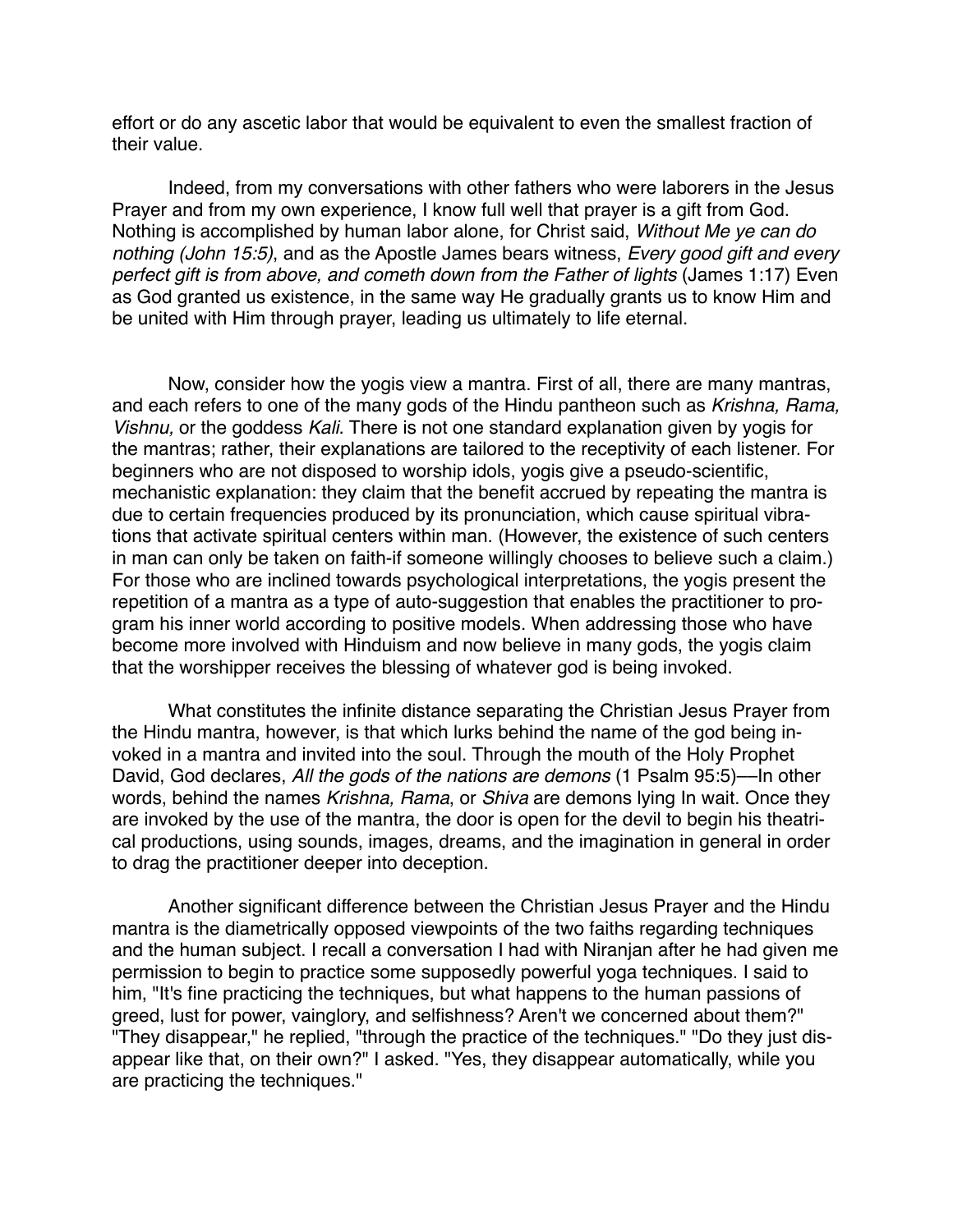effort or do any ascetic labor that would be equivalent to even the smallest fraction of their value.

Indeed, from my conversations with other fathers who were laborers in the Jesus Prayer and from my own experience, I know full well that prayer is a gift from God. Nothing is accomplished by human labor alone, for Christ said, *Without Me ye can do nothing (John 15:5)*, and as the Apostle James bears witness, *Every good gift and every perfect gift is from above, and cometh down from the Father of lights* (James 1:17) Even as God granted us existence, in the same way He gradually grants us to know Him and be united with Him through prayer, leading us ultimately to life eternal.

Now, consider how the yogis view a mantra. First of all, there are many mantras, and each refers to one of the many gods of the Hindu pantheon such as *Krishna, Rama, Vishnu,* or the goddess *Kali*. There is not one standard explanation given by yogis for the mantras; rather, their explanations are tailored to the receptivity of each listener. For beginners who are not disposed to worship idols, yogis give a pseudo-scientific, mechanistic explanation: they claim that the benefit accrued by repeating the mantra is due to certain frequencies produced by its pronunciation, which cause spiritual vibrations that activate spiritual centers within man. (However, the existence of such centers in man can only be taken on faith-if someone willingly chooses to believe such a claim.) For those who are inclined towards psychological interpretations, the yogis present the repetition of a mantra as a type of auto-suggestion that enables the practitioner to program his inner world according to positive models. When addressing those who have become more involved with Hinduism and now believe in many gods, the yogis claim that the worshipper receives the blessing of whatever god is being invoked.

What constitutes the infinite distance separating the Christian Jesus Prayer from the Hindu mantra, however, is that which lurks behind the name of the god being invoked in a mantra and invited into the soul. Through the mouth of the Holy Prophet David, God declares, *All the gods of the nations are demons* (1 Psalm 95:5)—In other words, behind the names *Krishna, Rama*, or *Shiva* are demons lying In wait. Once they are invoked by the use of the mantra, the door is open for the devil to begin his theatrical productions, using sounds, images, dreams, and the imagination in general in order to drag the practitioner deeper into deception.

Another significant difference between the Christian Jesus Prayer and the Hindu mantra is the diametrically opposed viewpoints of the two faiths regarding techniques and the human subject. I recall a conversation I had with Niranjan after he had given me permission to begin to practice some supposedly powerful yoga techniques. I said to him, "It's fine practicing the techniques, but what happens to the human passions of greed, lust for power, vainglory, and selfishness? Aren't we concerned about them?" "They disappear," he replied, "through the practice of the techniques." "Do they just disappear like that, on their own?" I asked. "Yes, they disappear automatically, while you are practicing the techniques."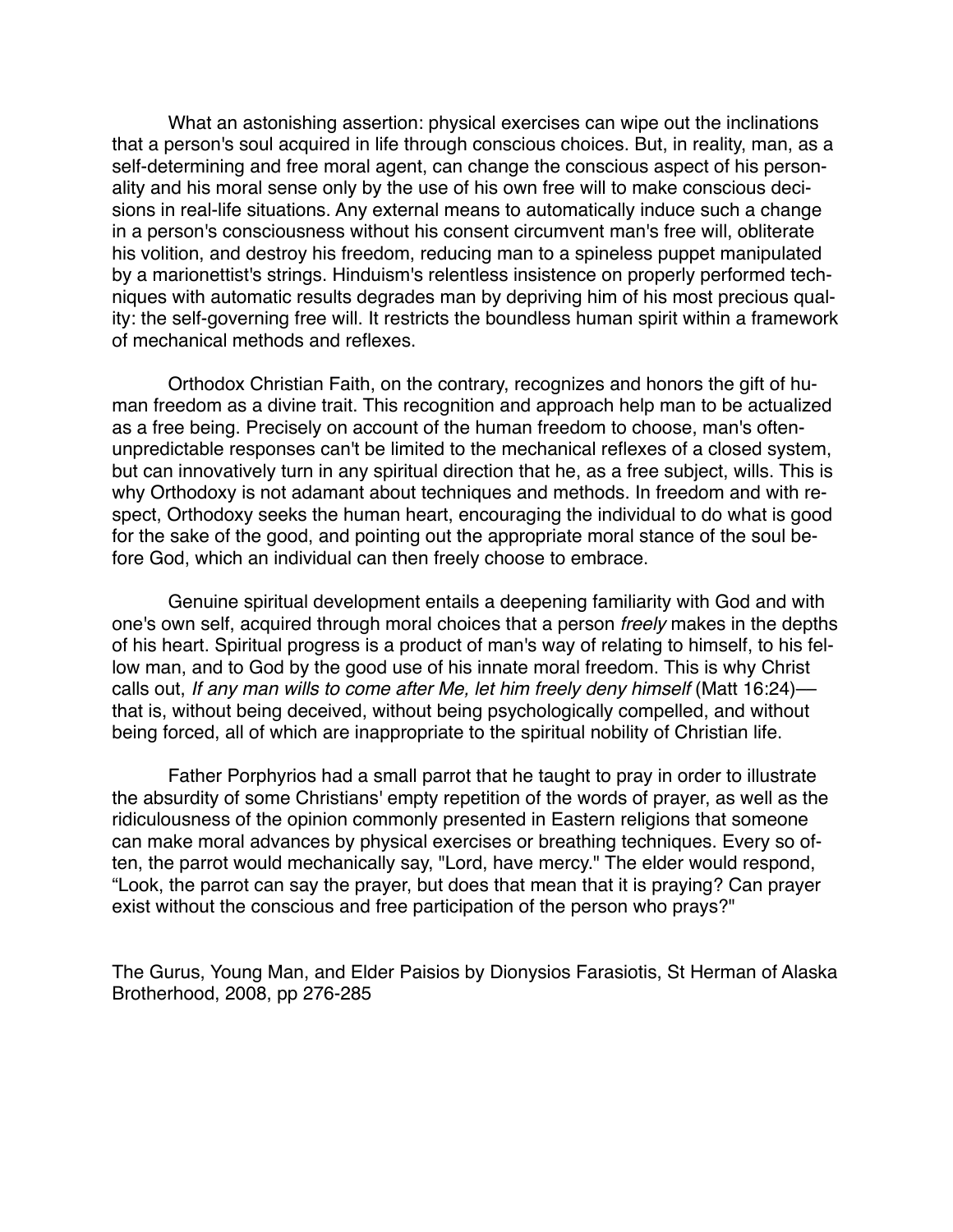What an astonishing assertion: physical exercises can wipe out the inclinations that a person's soul acquired in life through conscious choices. But, in reality, man, as a self-determining and free moral agent, can change the conscious aspect of his personality and his moral sense only by the use of his own free will to make conscious decisions in real-life situations. Any external means to automatically induce such a change in a person's consciousness without his consent circumvent man's free will, obliterate his volition, and destroy his freedom, reducing man to a spineless puppet manipulated by a marionettist's strings. Hinduism's relentless insistence on properly performed techniques with automatic results degrades man by depriving him of his most precious quality: the self-governing free will. It restricts the boundless human spirit within a framework of mechanical methods and reflexes.

Orthodox Christian Faith, on the contrary, recognizes and honors the gift of human freedom as a divine trait. This recognition and approach help man to be actualized as a free being. Precisely on account of the human freedom to choose, man's often-unpredictable responses can't be limited to the mechanical reflexes of a closed system, but can innovatively turn in any spiritual direction that he, as a free subject, wills. This is why Orthodoxy is not adamant about techniques and methods. In freedom and with respect, Orthodoxy seeks the human heart, encouraging the individual to do what is good for the sake of the good, and pointing out the appropriate moral stance of the soul before God, which an individual can then freely choose to embrace.

Genuine spiritual development entails a deepening familiarity with God and with one's own self, acquired through moral choices that a person *freely* makes in the depths of his heart. Spiritual progress is a product of man's way of relating to himself, to his fellow man, and to God by the good use of his innate moral freedom. This is why Christ calls out, *If any man wills to come after Me, let him freely deny himself* (Matt 16:24)—that is, without being deceived, without being psychologically compelled, and without being forced, all of which are inappropriate to the spiritual nobility of Christian life.

Father Porphyrios had a small parrot that he taught to pray in order to illustrate the absurdity of some Christians' empty repetition of the words of prayer, as well as the ridiculousness of the opinion commonly presented in Eastern religions that someone can make moral advances by physical exercises or breathing techniques. Every so often, the parrot would mechanically say, "Lord, have mercy." The elder would respond, “Look, the parrot can say the prayer, but does that mean that it is praying? Can prayer exist without the conscious and free participation of the person who prays?"

The Gurus, Young Man, and Elder Paisios by Dionysios Farasiotis, St Herman of Alaska Brotherhood, 2008, pp 276-285